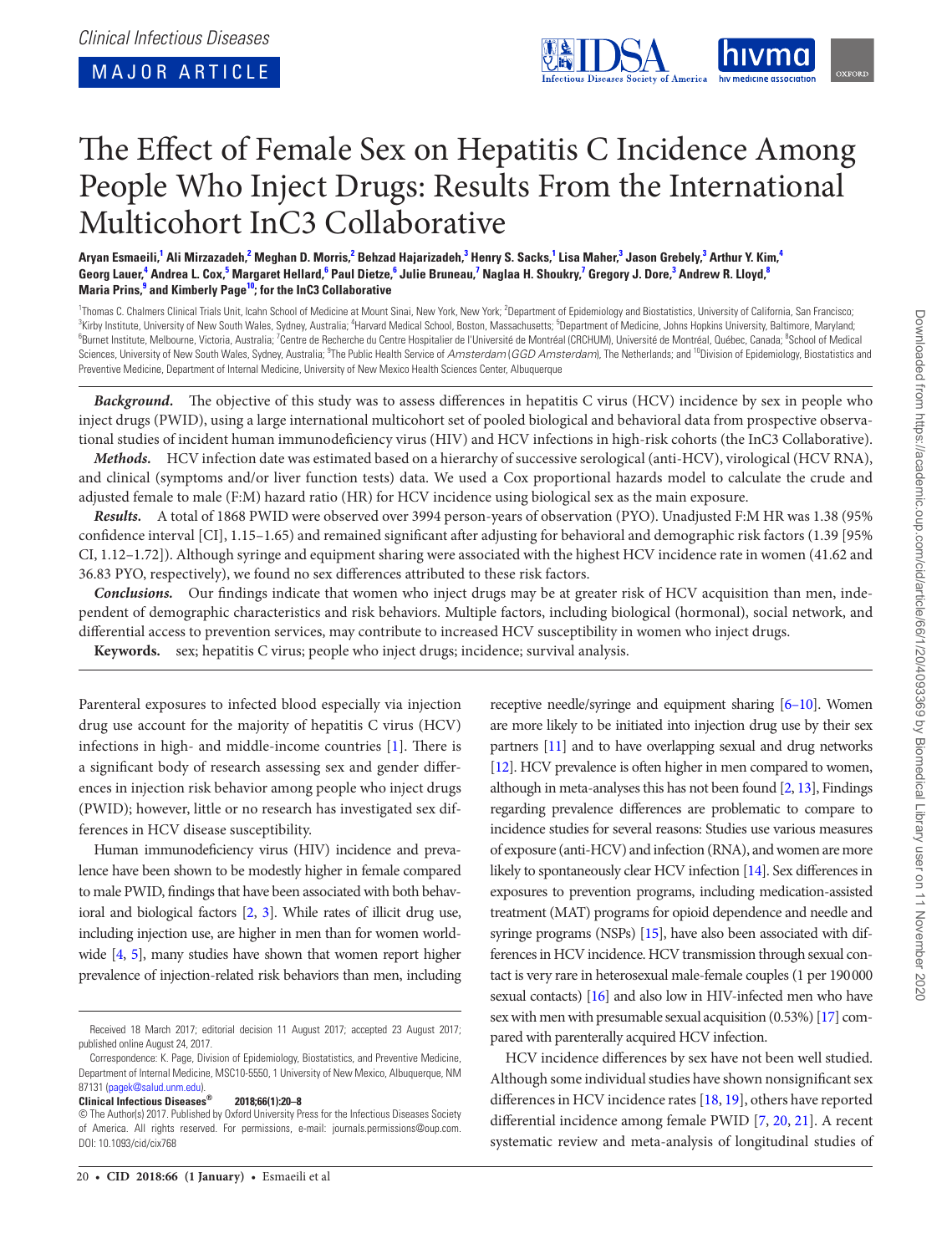Clinical Infectious Diseases

MAJOR ARTICLE

# The Effect of Female Sex on Hepatitis C Incidence Among People Who Inject Drugs: Results From the International Multicohort InC3 Collaborative

**Aryan Esmaeili,[1] Ali Mirzazadeh,[2] Meghan D. Morris,[2] Behzad Hajarizadeh,[3] Henry S. Sacks,[1] Lisa Maher,[3] Jason Grebely,[3] Arthur Y. Kim,[4] Georg Lauer,[4] Andrea L. Cox,[5] Margaret Hellard,[6] Paul Dietze,[6] Julie Bruneau,[7] Naglaa H. Shoukry,[7] Gregory J. Dore,[3] Andrew R. Lloyd,[8] Maria Prins,[9] and Kimberly Page[10]; for the InC3 Collaborative**

[1]Thomas C. Chalmers Clinical Trials Unit, Icahn School of Medicine at Mount Sinai, New York, New York; [2]Department of Epidemiology and Biostatistics, University of California, San Francisco; [3]Kirby Institute, University of New South Wales, Sydney, Australia; [4]Harvard Medical School, Boston, Massachusetts; [5]Department of Medicine, Johns Hopkins University, Baltimore, Maryland; [6]Burnet Institute, Melbourne, Victoria, Australia; [7]Centre de Recherche du Centre Hospitalier de l'Université de Montréal (CRCHUM), Université de Montréal, Québec, Canada; [8]School of Medical Sciences, University of New South Wales, Sydney, Australia; [9]The Public Health Service of *Amsterdam* (*GGD Amsterdam*), The Netherlands; and [10]Division of Epidemiology, Biostatistics and Preventive Medicine, Department of Internal Medicine, University of New Mexico Health Sciences Center, Albuquerque

***Background.*** The objective of this study was to assess differences in hepatitis C virus (HCV) incidence by sex in people who inject drugs (PWID), using a large international multicohort set of pooled biological and behavioral data from prospective observational studies of incident human immunodeficiency virus (HIV) and HCV infections in high-risk cohorts (the InC3 Collaborative).

***Methods.*** HCV infection date was estimated based on a hierarchy of successive serological (anti-HCV), virological (HCV RNA), and clinical (symptoms and/or liver function tests) data. We used a Cox proportional hazards model to calculate the crude and adjusted female to male (F:M) hazard ratio (HR) for HCV incidence using biological sex as the main exposure.

***Results.*** A total of 1868 PWID were observed over 3994 person-years of observation (PYO). Unadjusted F:M HR was 1.38 (95% confidence interval [CI], 1.15–1.65) and remained significant after adjusting for behavioral and demographic risk factors (1.39 [95% CI, 1.12–1.72]). Although syringe and equipment sharing were associated with the highest HCV incidence rate in women (41.62 and 36.83 PYO, respectively), we found no sex differences attributed to these risk factors.

***Conclusions.*** Our findings indicate that women who inject drugs may be at greater risk of HCV acquisition than men, independent of demographic characteristics and risk behaviors. Multiple factors, including biological (hormonal), social network, and differential access to prevention services, may contribute to increased HCV susceptibility in women who inject drugs.

**Keywords.** sex; hepatitis C virus; people who inject drugs; incidence; survival analysis.

Parenteral exposures to infected blood especially via injection drug use account for the majority of hepatitis C virus (HCV) infections in high- and middle-income countries [1]. There is a significant body of research assessing sex and gender differences in injection risk behavior among people who inject drugs (PWID); however, little or no research has investigated sex differences in HCV disease susceptibility.

Human immunodeficiency virus (HIV) incidence and prevalence have been shown to be modestly higher in female compared to male PWID, findings that have been associated with both behavioral and biological factors [2, 3]. While rates of illicit drug use, including injection use, are higher in men than for women worldwide [4, 5], many studies have shown that women report higher prevalence of injection-related risk behaviors than men, including receptive needle/syringe and equipment sharing [6–10]. Women are more likely to be initiated into injection drug use by their sex partners [11] and to have overlapping sexual and drug networks [12]. HCV prevalence is often higher in men compared to women, although in meta-analyses this has not been found [2, 13], Findings regarding prevalence differences are problematic to compare to incidence studies for several reasons: Studies use various measures of exposure (anti-HCV) and infection (RNA), and women are more likely to spontaneously clear HCV infection [14]. Sex differences in exposures to prevention programs, including medication-assisted treatment (MAT) programs for opioid dependence and needle and syringe programs (NSPs) [15], have also been associated with differences in HCV incidence. HCV transmission through sexual contact is very rare in heterosexual male-female couples (1 per 190000 sexual contacts) [16] and also low in HIV-infected men who have sex with men with presumable sexual acquisition (0.53%) [17] compared with parenterally acquired HCV infection.

HCV incidence differences by sex have not been well studied. Although some individual studies have shown nonsignificant sex differences in HCV incidence rates [18, 19], others have reported differential incidence among female PWID [7, 20, 21]. A recent systematic review and meta-analysis of longitudinal studies of

Received 18 March 2017; editorial decision 11 August 2017; accepted 23 August 2017; published online August 24, 2017.

Correspondence: K. Page, Division of Epidemiology, Biostatistics, and Preventive Medicine, Department of Internal Medicine, MSC10-5550, 1 University of New Mexico, Albuquerque, NM 87131 (pagek@salud.unm.edu).

**Clinical Infectious Diseases® 2018;66(1):20–8**

© The Author(s) 2017. Published by Oxford University Press for the Infectious Diseases Society of America. All rights reserved. For permissions, e-mail: journals.permissions@oup.com. DOI: 10.1093/cid/cix768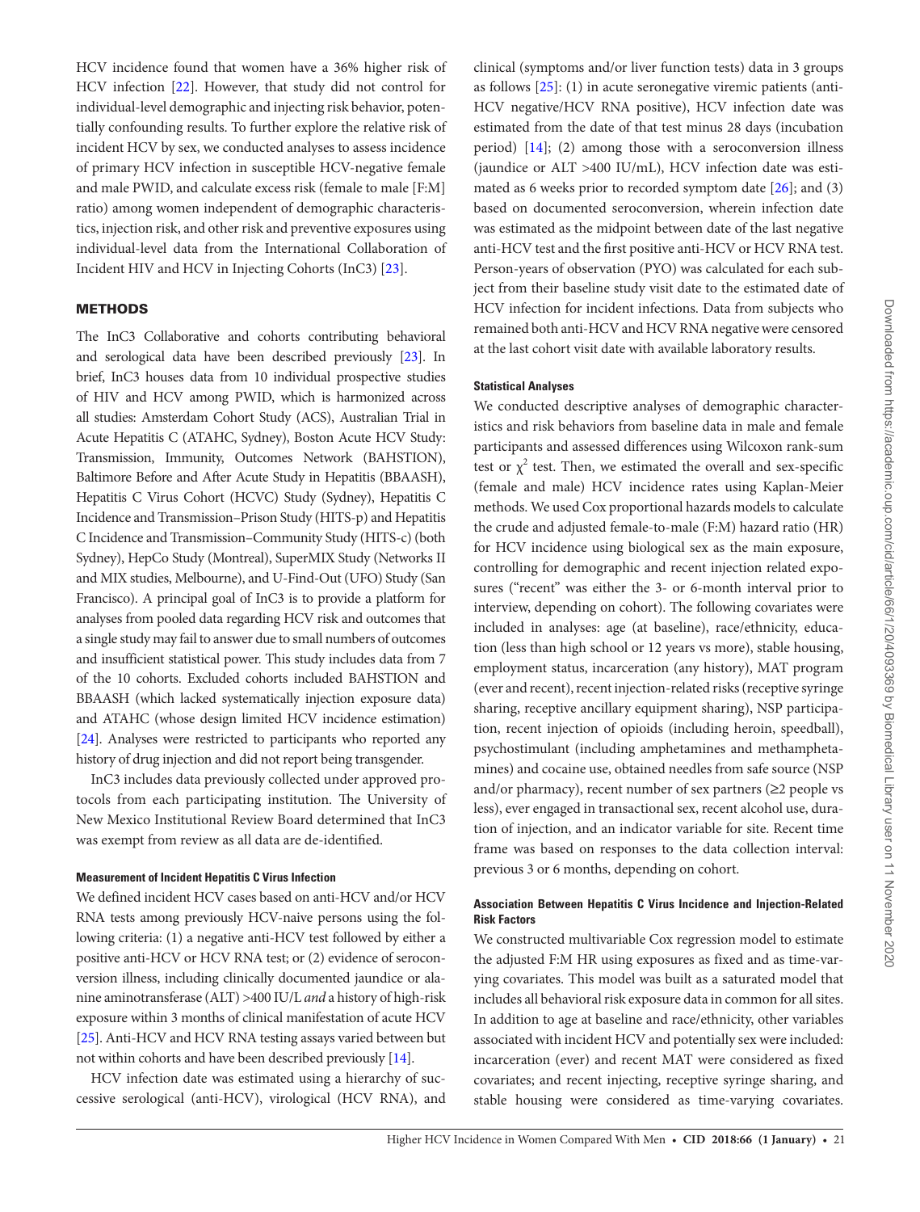HCV incidence found that women have a 36% higher risk of HCV infection [22]. However, that study did not control for individual-level demographic and injecting risk behavior, potentially confounding results. To further explore the relative risk of incident HCV by sex, we conducted analyses to assess incidence of primary HCV infection in susceptible HCV-negative female and male PWID, and calculate excess risk (female to male [F:M] ratio) among women independent of demographic characteristics, injection risk, and other risk and preventive exposures using individual-level data from the International Collaboration of Incident HIV and HCV in Injecting Cohorts (InC3) [23].

## METHODS

The InC3 Collaborative and cohorts contributing behavioral and serological data have been described previously [23]. In brief, InC3 houses data from 10 individual prospective studies of HIV and HCV among PWID, which is harmonized across all studies: Amsterdam Cohort Study (ACS), Australian Trial in Acute Hepatitis C (ATAHC, Sydney), Boston Acute HCV Study: Transmission, Immunity, Outcomes Network (BAHSTION), Baltimore Before and After Acute Study in Hepatitis (BBAASH), Hepatitis C Virus Cohort (HCVC) Study (Sydney), Hepatitis C Incidence and Transmission–Prison Study (HITS-p) and Hepatitis C Incidence and Transmission–Community Study (HITS-c) (both Sydney), HepCo Study (Montreal), SuperMIX Study (Networks II and MIX studies, Melbourne), and U-Find-Out (UFO) Study (San Francisco). A principal goal of InC3 is to provide a platform for analyses from pooled data regarding HCV risk and outcomes that a single study may fail to answer due to small numbers of outcomes and insufficient statistical power. This study includes data from 7 of the 10 cohorts. Excluded cohorts included BAHSTION and BBAASH (which lacked systematically injection exposure data) and ATAHC (whose design limited HCV incidence estimation) [24]. Analyses were restricted to participants who reported any history of drug injection and did not report being transgender.

InC3 includes data previously collected under approved protocols from each participating institution. The University of New Mexico Institutional Review Board determined that InC3 was exempt from review as all data are de-identified.

#### Measurement of Incident Hepatitis C Virus Infection

We defined incident HCV cases based on anti-HCV and/or HCV RNA tests among previously HCV-naive persons using the following criteria: (1) a negative anti-HCV test followed by either a positive anti-HCV or HCV RNA test; or (2) evidence of seroconversion illness, including clinically documented jaundice or alanine aminotransferase (ALT) >400 IU/L *and* a history of high-risk exposure within 3 months of clinical manifestation of acute HCV [25]. Anti-HCV and HCV RNA testing assays varied between but not within cohorts and have been described previously [14].

HCV infection date was estimated using a hierarchy of successive serological (anti-HCV), virological (HCV RNA), and clinical (symptoms and/or liver function tests) data in 3 groups as follows [25]: (1) in acute seronegative viremic patients (anti-HCV negative/HCV RNA positive), HCV infection date was estimated from the date of that test minus 28 days (incubation period) [14]; (2) among those with a seroconversion illness (jaundice or ALT >400 IU/mL), HCV infection date was estimated as 6 weeks prior to recorded symptom date [26]; and (3) based on documented seroconversion, wherein infection date was estimated as the midpoint between date of the last negative anti-HCV test and the first positive anti-HCV or HCV RNA test. Person-years of observation (PYO) was calculated for each subject from their baseline study visit date to the estimated date of HCV infection for incident infections. Data from subjects who remained both anti-HCV and HCV RNA negative were censored at the last cohort visit date with available laboratory results.

#### Statistical Analyses

We conducted descriptive analyses of demographic characteristics and risk behaviors from baseline data in male and female participants and assessed differences using Wilcoxon rank-sum test or $\chi^2$ test. Then, we estimated the overall and sex-specific (female and male) HCV incidence rates using Kaplan-Meier methods. We used Cox proportional hazards models to calculate the crude and adjusted female-to-male (F:M) hazard ratio (HR) for HCV incidence using biological sex as the main exposure, controlling for demographic and recent injection related exposures ("recent" was either the 3- or 6-month interval prior to interview, depending on cohort). The following covariates were included in analyses: age (at baseline), race/ethnicity, education (less than high school or 12 years vs more), stable housing, employment status, incarceration (any history), MAT program (ever and recent), recent injection-related risks (receptive syringe sharing, receptive ancillary equipment sharing), NSP participation, recent injection of opioids (including heroin, speedball), psychostimulant (including amphetamines and methamphetamines) and cocaine use, obtained needles from safe source (NSP and/or pharmacy), recent number of sex partners (≥2 people vs less), ever engaged in transactional sex, recent alcohol use, duration of injection, and an indicator variable for site. Recent time frame was based on responses to the data collection interval: previous 3 or 6 months, depending on cohort.

#### Association Between Hepatitis C Virus Incidence and Injection-Related Risk Factors

We constructed multivariable Cox regression model to estimate the adjusted F:M HR using exposures as fixed and as time-varying covariates. This model was built as a saturated model that includes all behavioral risk exposure data in common for all sites. In addition to age at baseline and race/ethnicity, other variables associated with incident HCV and potentially sex were included: incarceration (ever) and recent MAT were considered as fixed covariates; and recent injecting, receptive syringe sharing, and stable housing were considered as time-varying covariates.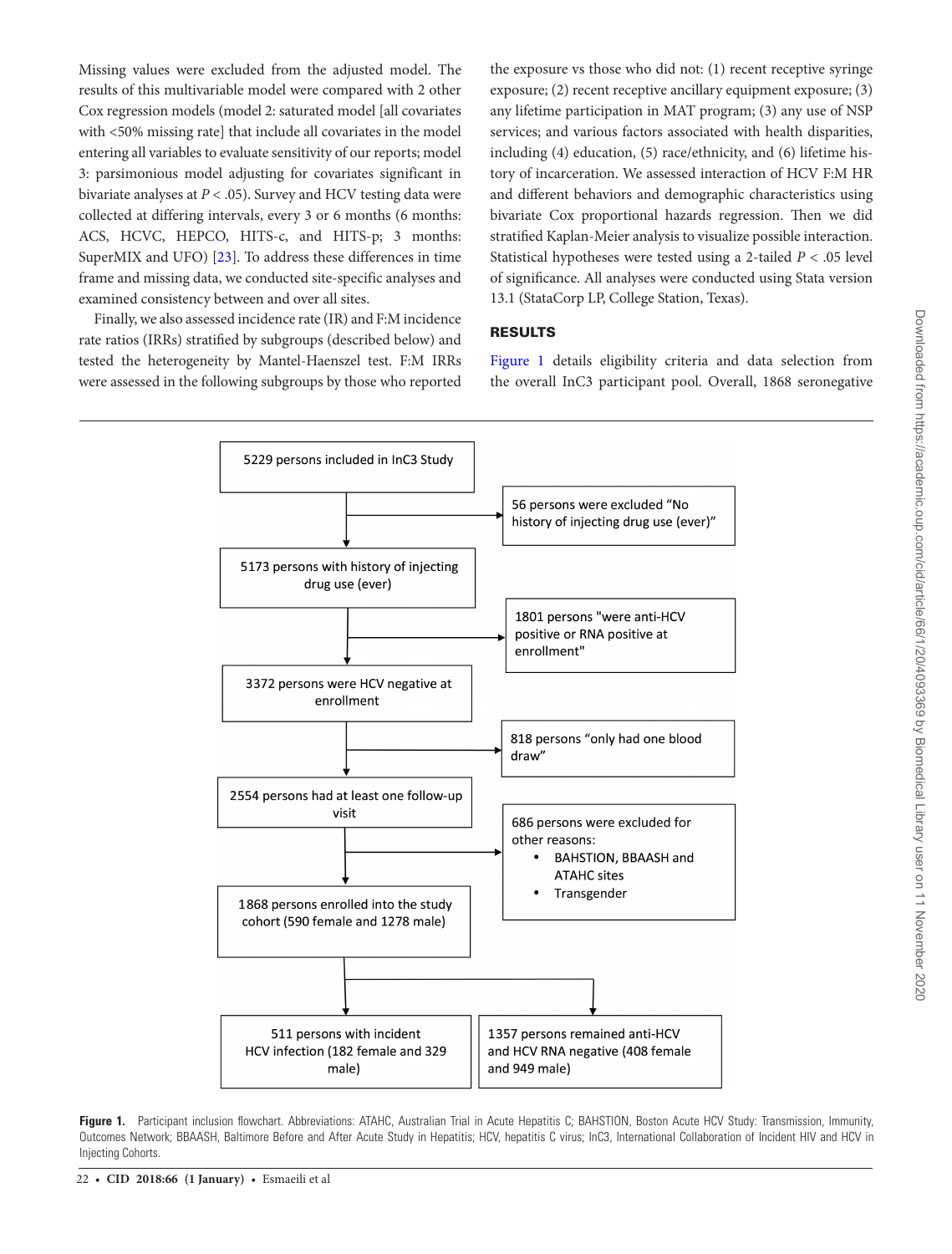Missing values were excluded from the adjusted model. The results of this multivariable model were compared with 2 other Cox regression models (model 2: saturated model [all covariates with <50% missing rate] that include all covariates in the model entering all variables to evaluate sensitivity of our reports; model 3: parsimonious model adjusting for covariates significant in bivariate analyses at $P < .05$). Survey and HCV testing data were collected at differing intervals, every 3 or 6 months (6 months: ACS, HCVC, HEPCO, HITS-c, and HITS-p; 3 months: SuperMIX and UFO) [23]. To address these differences in time frame and missing data, we conducted site-specific analyses and examined consistency between and over all sites.

Finally, we also assessed incidence rate (IR) and F:M incidence rate ratios (IRRs) stratified by subgroups (described below) and tested the heterogeneity by Mantel-Haenszel test. F:M IRRs were assessed in the following subgroups by those who reported the exposure vs those who did not: (1) recent receptive syringe exposure; (2) recent receptive ancillary equipment exposure; (3) any lifetime participation in MAT program; (3) any use of NSP services; and various factors associated with health disparities, including (4) education, (5) race/ethnicity, and (6) lifetime history of incarceration. We assessed interaction of HCV F:M HR and different behaviors and demographic characteristics using bivariate Cox proportional hazards regression. Then we did stratified Kaplan-Meier analysis to visualize possible interaction. Statistical hypotheses were tested using a 2-tailed $P < .05$ level of significance. All analyses were conducted using Stata version 13.1 (StataCorp LP, College Station, Texas).

## RESULTS

Figure 1 details eligibility criteria and data selection from the overall InC3 participant pool. Overall, 1868 seronegative

- 5229 persons included in InC3 Study
  - → 56 persons were excluded "No history of injecting drug use (ever)"
- 5173 persons with history of injecting drug use (ever)
  - → 1801 persons "were anti-HCV positive or RNA positive at enrollment"
- 3372 persons were HCV negative at enrollment
  - → 818 persons "only had one blood draw"
- 2554 persons had at least one follow-up visit
  - → 686 persons were excluded for other reasons:
    - BAHSTION, BBAASH and ATAHC sites
    - Transgender
- 1868 persons enrolled into the study cohort (590 female and 1278 male)
  - 511 persons with incident HCV infection (182 female and 329 male)
  - 1357 persons remained anti-HCV and HCV RNA negative (408 female and 949 male)

**Figure 1.** Participant inclusion flowchart. Abbreviations: ATAHC, Australian Trial in Acute Hepatitis C; BAHSTION, Boston Acute HCV Study: Transmission, Immunity, Outcomes Network; BBAASH, Baltimore Before and After Acute Study in Hepatitis; HCV, hepatitis C virus; InC3, International Collaboration of Incident HIV and HCV in Injecting Cohorts.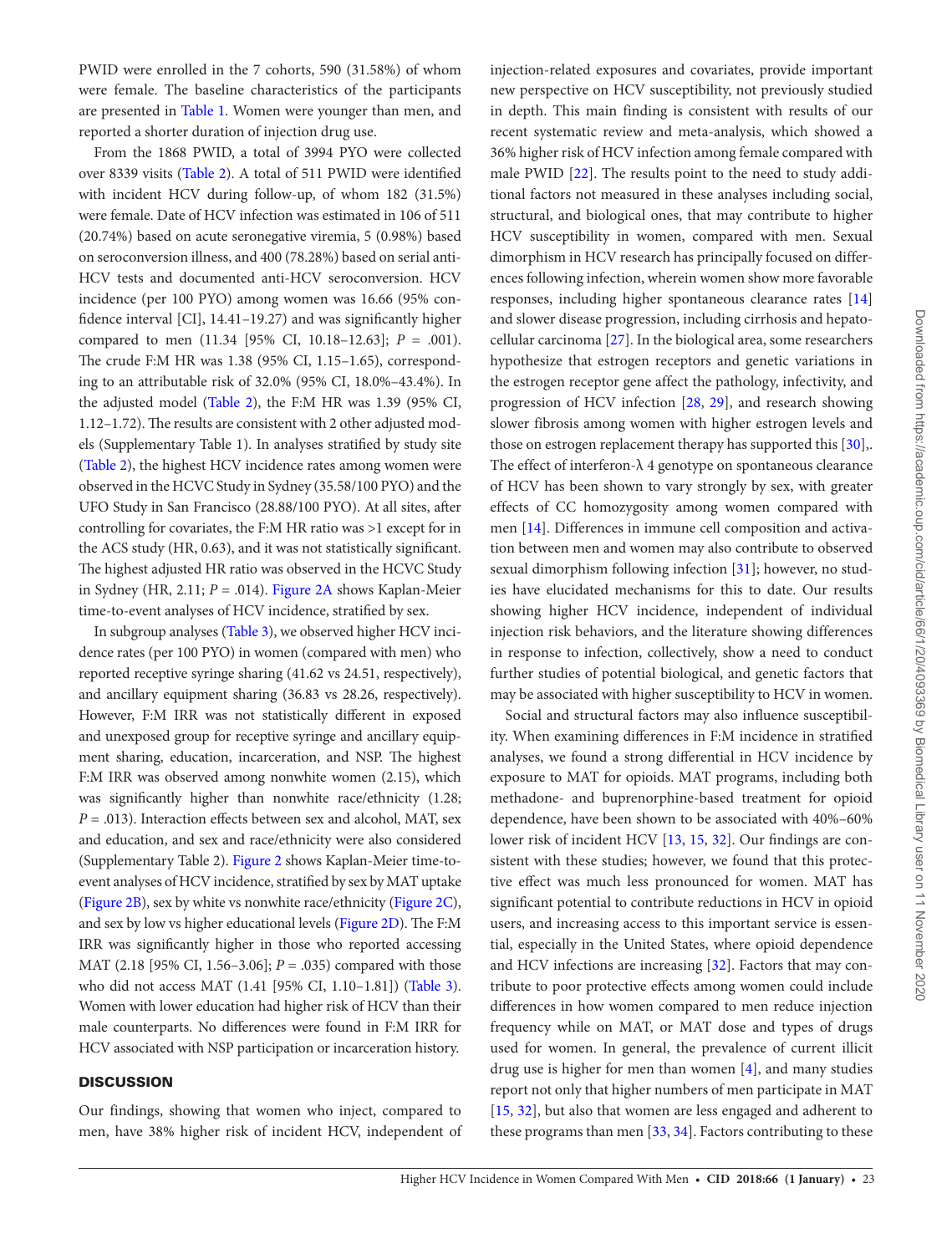PWID were enrolled in the 7 cohorts, 590 (31.58%) of whom were female. The baseline characteristics of the participants are presented in Table 1. Women were younger than men, and reported a shorter duration of injection drug use.

From the 1868 PWID, a total of 3994 PYO were collected over 8339 visits (Table 2). A total of 511 PWID were identified with incident HCV during follow-up, of whom 182 (31.5%) were female. Date of HCV infection was estimated in 106 of 511 (20.74%) based on acute seronegative viremia, 5 (0.98%) based on seroconversion illness, and 400 (78.28%) based on serial anti-HCV tests and documented anti-HCV seroconversion. HCV incidence (per 100 PYO) among women was 16.66 (95% confidence interval [CI], 14.41–19.27) and was significantly higher compared to men (11.34 [95% CI, 10.18–12.63]; $P$ = .001). The crude F:M HR was 1.38 (95% CI, 1.15–1.65), corresponding to an attributable risk of 32.0% (95% CI, 18.0%–43.4%). In the adjusted model (Table 2), the F:M HR was 1.39 (95% CI, 1.12–1.72). The results are consistent with 2 other adjusted models (Supplementary Table 1). In analyses stratified by study site (Table 2), the highest HCV incidence rates among women were observed in the HCVC Study in Sydney (35.58/100 PYO) and the UFO Study in San Francisco (28.88/100 PYO). At all sites, after controlling for covariates, the F:M HR ratio was >1 except for in the ACS study (HR, 0.63), and it was not statistically significant. The highest adjusted HR ratio was observed in the HCVC Study in Sydney (HR, 2.11; $P$ = .014). Figure 2A shows Kaplan-Meier time-to-event analyses of HCV incidence, stratified by sex.

In subgroup analyses (Table 3), we observed higher HCV incidence rates (per 100 PYO) in women (compared with men) who reported receptive syringe sharing (41.62 vs 24.51, respectively), and ancillary equipment sharing (36.83 vs 28.26, respectively). However, F:M IRR was not statistically different in exposed and unexposed group for receptive syringe and ancillary equipment sharing, education, incarceration, and NSP. The highest F:M IRR was observed among nonwhite women (2.15), which was significantly higher than nonwhite race/ethnicity (1.28; $P$ = .013). Interaction effects between sex and alcohol, MAT, sex and education, and sex and race/ethnicity were also considered (Supplementary Table 2). Figure 2 shows Kaplan-Meier time-to-event analyses of HCV incidence, stratified by sex by MAT uptake (Figure 2B), sex by white vs nonwhite race/ethnicity (Figure 2C), and sex by low vs higher educational levels (Figure 2D). The F:M IRR was significantly higher in those who reported accessing MAT (2.18 [95% CI, 1.56–3.06]; $P$ = .035) compared with those who did not access MAT (1.41 [95% CI, 1.10–1.81]) (Table 3). Women with lower education had higher risk of HCV than their male counterparts. No differences were found in F:M IRR for HCV associated with NSP participation or incarceration history.

## DISCUSSION

Our findings, showing that women who inject, compared to men, have 38% higher risk of incident HCV, independent of injection-related exposures and covariates, provide important new perspective on HCV susceptibility, not previously studied in depth. This main finding is consistent with results of our recent systematic review and meta-analysis, which showed a 36% higher risk of HCV infection among female compared with male PWID [22]. The results point to the need to study additional factors not measured in these analyses including social, structural, and biological ones, that may contribute to higher HCV susceptibility in women, compared with men. Sexual dimorphism in HCV research has principally focused on differences following infection, wherein women show more favorable responses, including higher spontaneous clearance rates [14] and slower disease progression, including cirrhosis and hepatocellular carcinoma [27]. In the biological area, some researchers hypothesize that estrogen receptors and genetic variations in the estrogen receptor gene affect the pathology, infectivity, and progression of HCV infection [28, 29], and research showing slower fibrosis among women with higher estrogen levels and those on estrogen replacement therapy has supported this [30],. The effect of interferon-λ 4 genotype on spontaneous clearance of HCV has been shown to vary strongly by sex, with greater effects of CC homozygosity among women compared with men [14]. Differences in immune cell composition and activation between men and women may also contribute to observed sexual dimorphism following infection [31]; however, no studies have elucidated mechanisms for this to date. Our results showing higher HCV incidence, independent of individual injection risk behaviors, and the literature showing differences in response to infection, collectively, show a need to conduct further studies of potential biological, and genetic factors that may be associated with higher susceptibility to HCV in women.

Social and structural factors may also influence susceptibility. When examining differences in F:M incidence in stratified analyses, we found a strong differential in HCV incidence by exposure to MAT for opioids. MAT programs, including both methadone- and buprenorphine-based treatment for opioid dependence, have been shown to be associated with 40%–60% lower risk of incident HCV [13, 15, 32]. Our findings are consistent with these studies; however, we found that this protective effect was much less pronounced for women. MAT has significant potential to contribute reductions in HCV in opioid users, and increasing access to this important service is essential, especially in the United States, where opioid dependence and HCV infections are increasing [32]. Factors that may contribute to poor protective effects among women could include differences in how women compared to men reduce injection frequency while on MAT, or MAT dose and types of drugs used for women. In general, the prevalence of current illicit drug use is higher for men than women [4], and many studies report not only that higher numbers of men participate in MAT [15, 32], but also that women are less engaged and adherent to these programs than men [33, 34]. Factors contributing to these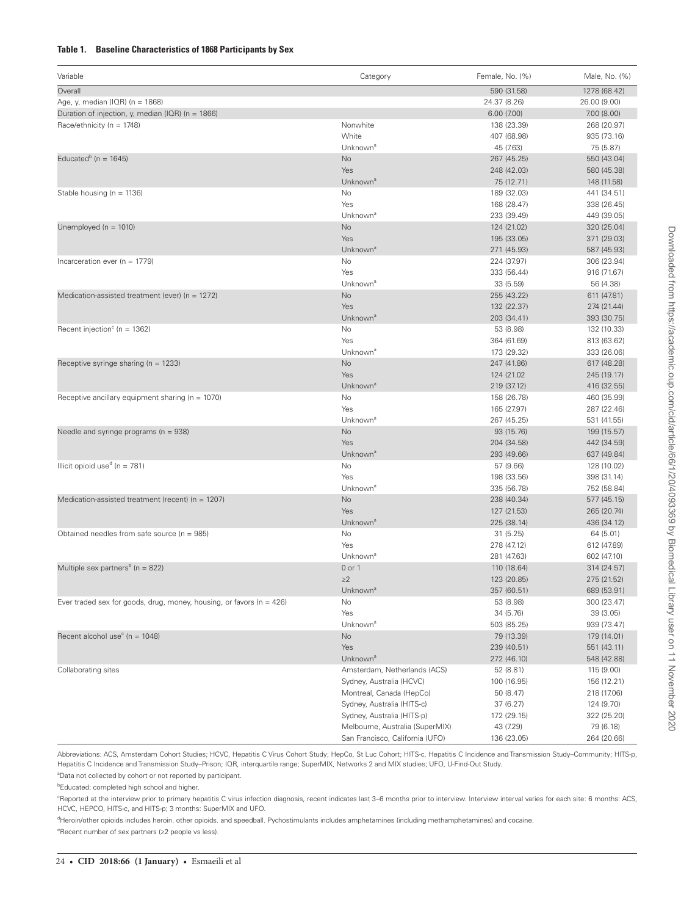**Table 1. Baseline Characteristics of 1868 Participants by Sex**

| Variable | Category | Female, No. (%) | Male, No. (%) |
|---|---|---|---|
| Overall | | 590 (31.58) | 1278 (68.42) |
| Age, y, median (IQR) (n = 1868) | | 24.37 (8.26) | 26.00 (9.00) |
| Duration of injection, y, median (IQR) (n = 1866) | | 6.00 (7.00) | 7.00 (8.00) |
| Race/ethnicity (n = 1748) | Nonwhite | 138 (23.39) | 268 (20.97) |
| | White | 407 (68.98) | 935 (73.16) |
| | Unknown[a] | 45 (7.63) | 75 (5.87) |
| Educated[b] (n = 1645) | No | 267 (45.25) | 550 (43.04) |
| | Yes | 248 (42.03) | 580 (45.38) |
| | Unknown[a] | 75 (12.71) | 148 (11.58) |
| Stable housing (n = 1136) | No | 189 (32.03) | 441 (34.51) |
| | Yes | 168 (28.47) | 338 (26.45) |
| | Unknown[a] | 233 (39.49) | 449 (39.05) |
| Unemployed (n = 1010) | No | 124 (21.02) | 320 (25.04) |
| | Yes | 195 (33.05) | 371 (29.03) |
| | Unknown[a] | 271 (45.93) | 587 (45.93) |
| Incarceration ever (n = 1779) | No | 224 (37.97) | 306 (23.94) |
| | Yes | 333 (56.44) | 916 (71.67) |
| | Unknown[a] | 33 (5.59) | 56 (4.38) |
| Medication-assisted treatment (ever) (n = 1272) | No | 255 (43.22) | 611 (47.81) |
| | Yes | 132 (22.37) | 274 (21.44) |
| | Unknown[a] | 203 (34.41) | 393 (30.75) |
| Recent injection[c] (n = 1362) | No | 53 (8.98) | 132 (10.33) |
| | Yes | 364 (61.69) | 813 (63.62) |
| | Unknown[a] | 173 (29.32) | 333 (26.06) |
| Receptive syringe sharing (n = 1233) | No | 247 (41.86) | 617 (48.28) |
| | Yes | 124 (21.02 | 245 (19.17) |
| | Unknown[a] | 219 (37.12) | 416 (32.55) |
| Receptive ancillary equipment sharing (n = 1070) | No | 158 (26.78) | 460 (35.99) |
| | Yes | 165 (27.97) | 287 (22.46) |
| | Unknown[a] | 267 (45.25) | 531 (41.55) |
| Needle and syringe programs (n = 938) | No | 93 (15.76) | 199 (15.57) |
| | Yes | 204 (34.58) | 442 (34.59) |
| | Unknown[a] | 293 (49.66) | 637 (49.84) |
| Illicit opioid use[d] (n = 781) | No | 57 (9.66) | 128 (10.02) |
| | Yes | 198 (33.56) | 398 (31.14) |
| | Unknown[a] | 335 (56.78) | 752 (58.84) |
| Medication-assisted treatment (recent) (n = 1207) | No | 238 (40.34) | 577 (45.15) |
| | Yes | 127 (21.53) | 265 (20.74) |
| | Unknown[a] | 225 (38.14) | 436 (34.12) |
| Obtained needles from safe source (n = 985) | No | 31 (5.25) | 64 (5.01) |
| | Yes | 278 (47.12) | 612 (47.89) |
| | Unknown[a] | 281 (47.63) | 602 (47.10) |
| Multiple sex partners[e] (n = 822) | 0 or 1 | 110 (18.64) | 314 (24.57) |
| | ≥2 | 123 (20.85) | 275 (21.52) |
| | Unknown[a] | 357 (60.51) | 689 (53.91) |
| Ever traded sex for goods, drug, money, housing, or favors (n = 426) | No | 53 (8.98) | 300 (23.47) |
| | Yes | 34 (5.76) | 39 (3.05) |
| | Unknown[a] | 503 (85.25) | 939 (73.47) |
| Recent alcohol use[c] (n = 1048) | No | 79 (13.39) | 179 (14.01) |
| | Yes | 239 (40.51) | 551 (43.11) |
| | Unknown[a] | 272 (46.10) | 548 (42.88) |
| Collaborating sites | Amsterdam, Netherlands (ACS) | 52 (8.81) | 115 (9.00) |
| | Sydney, Australia (HCVC) | 100 (16.95) | 156 (12.21) |
| | Montreal, Canada (HepCo) | 50 (8.47) | 218 (17.06) |
| | Sydney, Australia (HITS-c) | 37 (6.27) | 124 (9.70) |
| | Sydney, Australia (HITS-p) | 172 (29.15) | 322 (25.20) |
| | Melbourne, Australia (SuperMIX) | 43 (7.29) | 79 (6.18) |
| | San Francisco, California (UFO) | 136 (23.05) | 264 (20.66) |

Abbreviations: ACS, Amsterdam Cohort Studies; HCVC, Hepatitis C Virus Cohort Study; HepCo, St Luc Cohort; HITS-c, Hepatitis C Incidence and Transmission Study–Community; HITS-p, Hepatitis C Incidence and Transmission Study–Prison; IQR, interquartile range; SuperMIX, Networks 2 and MIX studies; UFO, U-Find-Out Study.

[a]Data not collected by cohort or not reported by participant.

[b]Educated: completed high school and higher.

[c]Reported at the interview prior to primary hepatitis C virus infection diagnosis, recent indicates last 3–6 months prior to interview. Interview interval varies for each site: 6 months: ACS, HCVC, HEPCO, HITS-c, and HITS-p; 3 months: SuperMIX and UFO.

[d]Heroin/other opioids includes heroin. other opioids. and speedball. Pychostimulants includes amphetamines (including methamphetamines) and cocaine.

[e]Recent number of sex partners (≥2 people vs less).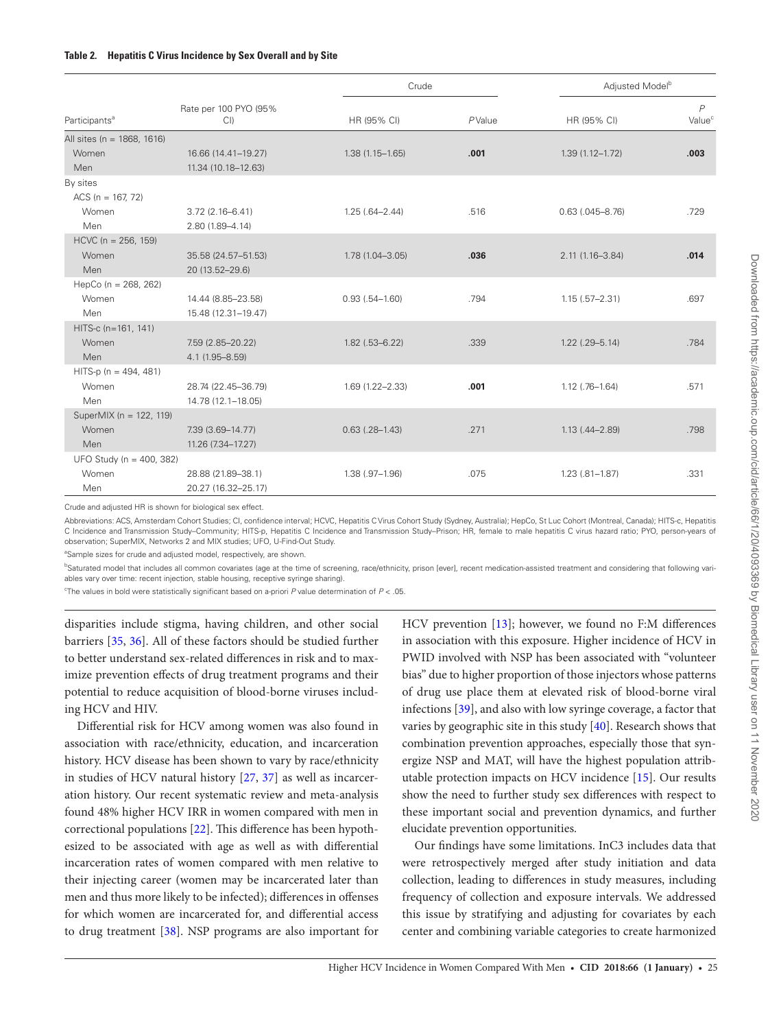**Table 2. Hepatitis C Virus Incidence by Sex Overall and by Site**

| Participants[a] | Rate per 100 PYO (95% CI) | Crude | | Adjusted Model[b] | |
|---|---|---|---|---|---|
| | | HR (95% CI) | *P* Value | HR (95% CI) | *P* Value[c] |
| All sites (n = 1868, 1616) | | | | | |
| Women | 16.66 (14.41–19.27) | 1.38 (1.15–1.65) | **.001** | 1.39 (1.12–1.72) | **.003** |
| Men | 11.34 (10.18–12.63) | | | | |
| By sites | | | | | |
| ACS (n = 167, 72) | | | | | |
| Women | 3.72 (2.16–6.41) | 1.25 (.64–2.44) | .516 | 0.63 (.045–8.76) | .729 |
| Men | 2.80 (1.89–4.14) | | | | |
| HCVC (n = 256, 159) | | | | | |
| Women | 35.58 (24.57–51.53) | 1.78 (1.04–3.05) | **.036** | 2.11 (1.16–3.84) | **.014** |
| Men | 20 (13.52–29.6) | | | | |
| HepCo (n = 268, 262) | | | | | |
| Women | 14.44 (8.85–23.58) | 0.93 (.54–1.60) | .794 | 1.15 (.57–2.31) | .697 |
| Men | 15.48 (12.31–19.47) | | | | |
| HITS-c (n=161, 141) | | | | | |
| Women | 7.59 (2.85–20.22) | 1.82 (.53–6.22) | .339 | 1.22 (.29–5.14) | .784 |
| Men | 4.1 (1.95–8.59) | | | | |
| HITS-p (n = 494, 481) | | | | | |
| Women | 28.74 (22.45–36.79) | 1.69 (1.22–2.33) | **.001** | 1.12 (.76–1.64) | .571 |
| Men | 14.78 (12.1–18.05) | | | | |
| SuperMIX (n = 122, 119) | | | | | |
| Women | 7.39 (3.69–14.77) | 0.63 (.28–1.43) | .271 | 1.13 (.44–2.89) | .798 |
| Men | 11.26 (7.34–17.27) | | | | |
| UFO Study (n = 400, 382) | | | | | |
| Women | 28.88 (21.89–38.1) | 1.38 (.97–1.96) | .075 | 1.23 (.81–1.87) | .331 |
| Men | 20.27 (16.32–25.17) | | | | |

Crude and adjusted HR is shown for biological sex effect.

Abbreviations: ACS, Amsterdam Cohort Studies; CI, confidence interval; HCVC, Hepatitis C Virus Cohort Study (Sydney, Australia); HepCo, St Luc Cohort (Montreal, Canada); HITS-c, Hepatitis C Incidence and Transmission Study–Community; HITS-p, Hepatitis C Incidence and Transmission Study–Prison; HR, female to male hepatitis C virus hazard ratio; PYO, person-years of observation; SuperMIX, Networks 2 and MIX studies; UFO, U-Find-Out Study.

[a]Sample sizes for crude and adjusted model, respectively, are shown.

[b]Saturated model that includes all common covariates (age at the time of screening, race/ethnicity, prison [ever], recent medication-assisted treatment and considering that following variables vary over time: recent injection, stable housing, receptive syringe sharing).

[c]The values in bold were statistically significant based on a-priori *P* value determination of *P* < .05.

disparities include stigma, having children, and other social barriers [35, 36]. All of these factors should be studied further to better understand sex-related differences in risk and to maximize prevention effects of drug treatment programs and their potential to reduce acquisition of blood-borne viruses including HCV and HIV.

Differential risk for HCV among women was also found in association with race/ethnicity, education, and incarceration history. HCV disease has been shown to vary by race/ethnicity in studies of HCV natural history [27, 37] as well as incarceration history. Our recent systematic review and meta-analysis found 48% higher HCV IRR in women compared with men in correctional populations [22]. This difference has been hypothesized to be associated with age as well as with differential incarceration rates of women compared with men relative to their injecting career (women may be incarcerated later than men and thus more likely to be infected); differences in offenses for which women are incarcerated for, and differential access to drug treatment [38]. NSP programs are also important for HCV prevention [13]; however, we found no F:M differences in association with this exposure. Higher incidence of HCV in PWID involved with NSP has been associated with "volunteer bias" due to higher proportion of those injectors whose patterns of drug use place them at elevated risk of blood-borne viral infections [39], and also with low syringe coverage, a factor that varies by geographic site in this study [40]. Research shows that combination prevention approaches, especially those that synergize NSP and MAT, will have the highest population attributable protection impacts on HCV incidence [15]. Our results show the need to further study sex differences with respect to these important social and prevention dynamics, and further elucidate prevention opportunities.

Our findings have some limitations. InC3 includes data that were retrospectively merged after study initiation and data collection, leading to differences in study measures, including frequency of collection and exposure intervals. We addressed this issue by stratifying and adjusting for covariates by each center and combining variable categories to create harmonized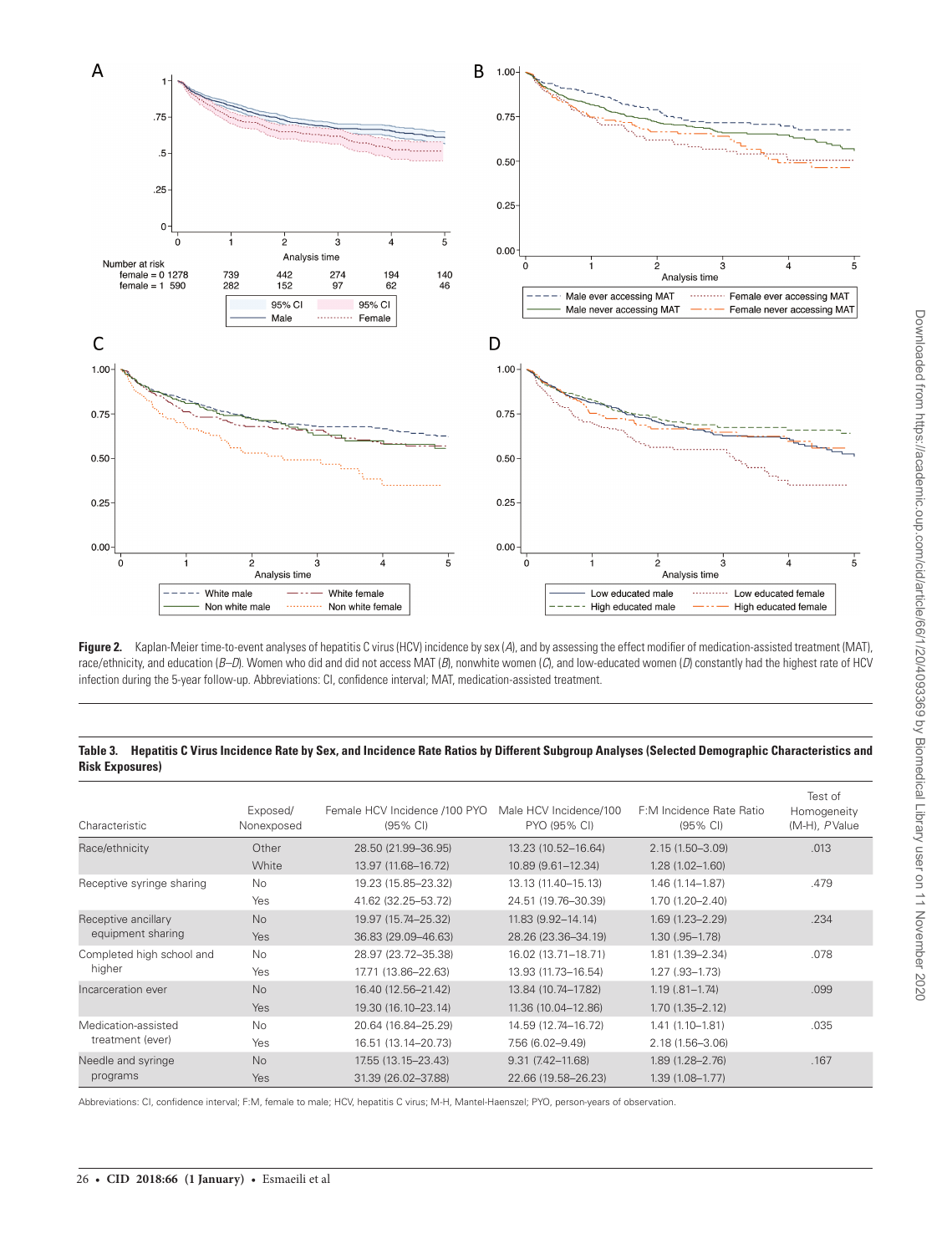**Figure 2.** Kaplan-Meier time-to-event analyses of hepatitis C virus (HCV) incidence by sex (*A*), and by assessing the effect modifier of medication-assisted treatment (MAT), race/ethnicity, and education (*B–D*). Women who did and did not access MAT (*B*), nonwhite women (*C*), and low-educated women (*D*) constantly had the highest rate of HCV infection during the 5-year follow-up. Abbreviations: CI, confidence interval; MAT, medication-assisted treatment.

**Table 3. Hepatitis C Virus Incidence Rate by Sex, and Incidence Rate Ratios by Different Subgroup Analyses (Selected Demographic Characteristics and Risk Exposures)**

| Characteristic | Exposed/ Nonexposed | Female HCV Incidence /100 PYO (95% CI) | Male HCV Incidence/100 PYO (95% CI) | F:M Incidence Rate Ratio (95% CI) | Test of Homogeneity (M-H), *P* Value |
|---|---|---|---|---|---|
| Race/ethnicity | Other | 28.50 (21.99–36.95) | 13.23 (10.52–16.64) | 2.15 (1.50–3.09) | .013 |
| | White | 13.97 (11.68–16.72) | 10.89 (9.61–12.34) | 1.28 (1.02–1.60) | |
| Receptive syringe sharing | No | 19.23 (15.85–23.32) | 13.13 (11.40–15.13) | 1.46 (1.14–1.87) | .479 |
| | Yes | 41.62 (32.25–53.72) | 24.51 (19.76–30.39) | 1.70 (1.20–2.40) | |
| Receptive ancillary equipment sharing | No | 19.97 (15.74–25.32) | 11.83 (9.92–14.14) | 1.69 (1.23–2.29) | .234 |
| | Yes | 36.83 (29.09–46.63) | 28.26 (23.36–34.19) | 1.30 (.95–1.78) | |
| Completed high school and higher | No | 28.97 (23.72–35.38) | 16.02 (13.71–18.71) | 1.81 (1.39–2.34) | .078 |
| | Yes | 17.71 (13.86–22.63) | 13.93 (11.73–16.54) | 1.27 (.93–1.73) | |
| Incarceration ever | No | 16.40 (12.56–21.42) | 13.84 (10.74–17.82) | 1.19 (.81–1.74) | .099 |
| | Yes | 19.30 (16.10–23.14) | 11.36 (10.04–12.86) | 1.70 (1.35–2.12) | |
| Medication-assisted treatment (ever) | No | 20.64 (16.84–25.29) | 14.59 (12.74–16.72) | 1.41 (1.10–1.81) | .035 |
| | Yes | 16.51 (13.14–20.73) | 7.56 (6.02–9.49) | 2.18 (1.56–3.06) | |
| Needle and syringe programs | No | 17.55 (13.15–23.43) | 9.31 (7.42–11.68) | 1.89 (1.28–2.76) | .167 |
| | Yes | 31.39 (26.02–37.88) | 22.66 (19.58–26.23) | 1.39 (1.08–1.77) | |

Abbreviations: CI, confidence interval; F:M, female to male; HCV, hepatitis C virus; M-H, Mantel-Haenszel; PYO, person-years of observation.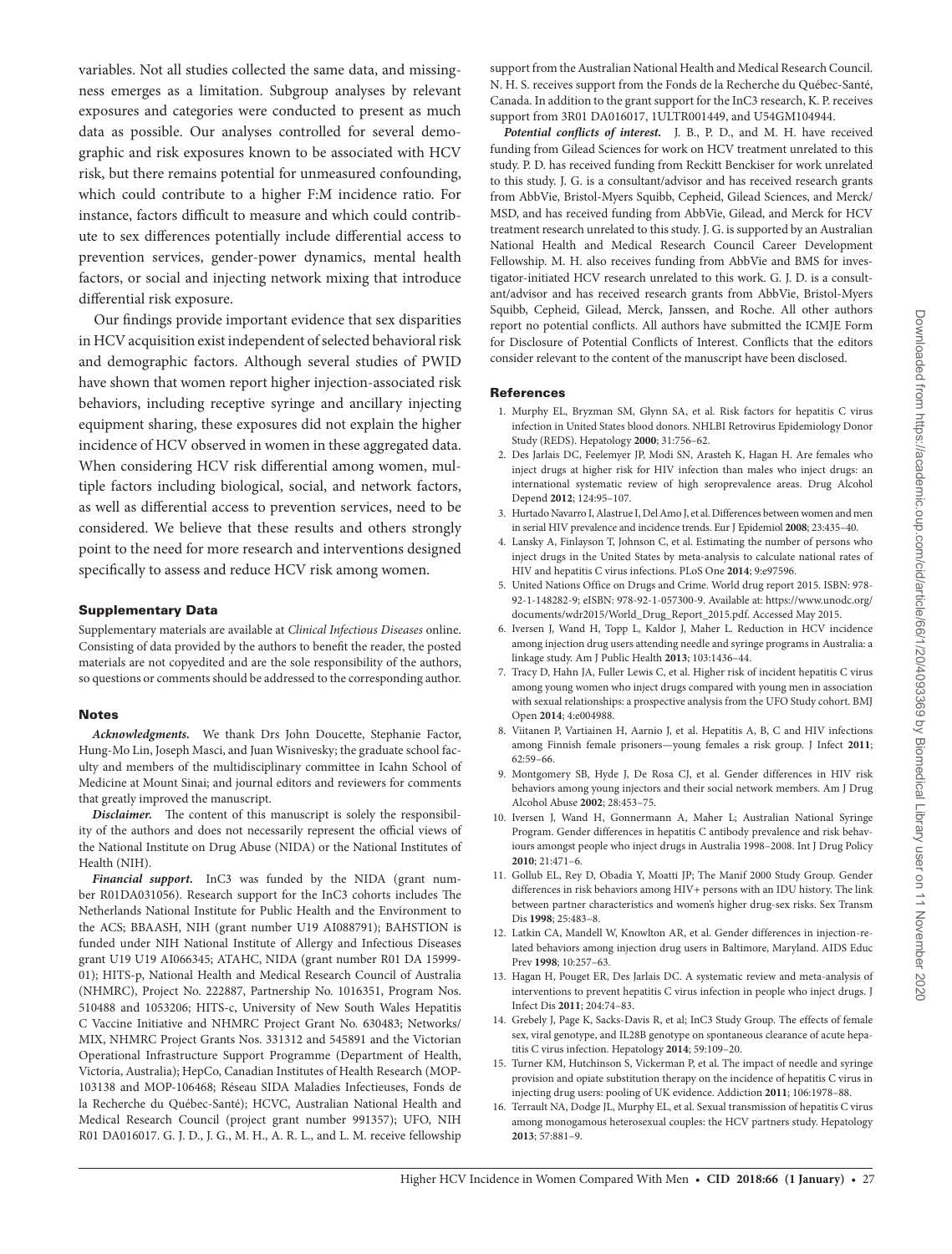variables. Not all studies collected the same data, and missingness emerges as a limitation. Subgroup analyses by relevant exposures and categories were conducted to present as much data as possible. Our analyses controlled for several demographic and risk exposures known to be associated with HCV risk, but there remains potential for unmeasured confounding, which could contribute to a higher F:M incidence ratio. For instance, factors difficult to measure and which could contribute to sex differences potentially include differential access to prevention services, gender-power dynamics, mental health factors, or social and injecting network mixing that introduce differential risk exposure.

Our findings provide important evidence that sex disparities in HCV acquisition exist independent of selected behavioral risk and demographic factors. Although several studies of PWID have shown that women report higher injection-associated risk behaviors, including receptive syringe and ancillary injecting equipment sharing, these exposures did not explain the higher incidence of HCV observed in women in these aggregated data. When considering HCV risk differential among women, multiple factors including biological, social, and network factors, as well as differential access to prevention services, need to be considered. We believe that these results and others strongly point to the need for more research and interventions designed specifically to assess and reduce HCV risk among women.

## Supplementary Data

Supplementary materials are available at *Clinical Infectious Diseases* online. Consisting of data provided by the authors to benefit the reader, the posted materials are not copyedited and are the sole responsibility of the authors, so questions or comments should be addressed to the corresponding author.

## Notes

***Acknowledgments.*** We thank Drs John Doucette, Stephanie Factor, Hung-Mo Lin, Joseph Masci, and Juan Wisnivesky; the graduate school faculty and members of the multidisciplinary committee in Icahn School of Medicine at Mount Sinai; and journal editors and reviewers for comments that greatly improved the manuscript.

***Disclaimer.*** The content of this manuscript is solely the responsibility of the authors and does not necessarily represent the official views of the National Institute on Drug Abuse (NIDA) or the National Institutes of Health (NIH).

***Financial support.*** InC3 was funded by the NIDA (grant number R01DA031056). Research support for the InC3 cohorts includes The Netherlands National Institute for Public Health and the Environment to the ACS; BBAASH, NIH (grant number U19 AI088791); BAHSTION is funded under NIH National Institute of Allergy and Infectious Diseases grant U19 U19 AI066345; ATAHC, NIDA (grant number R01 DA 15999-01); HITS-p, National Health and Medical Research Council of Australia (NHMRC), Project No. 222887, Partnership No. 1016351, Program Nos. 510488 and 1053206; HITS-c, University of New South Wales Hepatitis C Vaccine Initiative and NHMRC Project Grant No. 630483; Networks/MIX, NHMRC Project Grants Nos. 331312 and 545891 and the Victorian Operational Infrastructure Support Programme (Department of Health, Victoria, Australia); HepCo, Canadian Institutes of Health Research (MOP-103138 and MOP-106468; Réseau SIDA Maladies Infectieuses, Fonds de la Recherche du Québec-Santé); HCVC, Australian National Health and Medical Research Council (project grant number 991357); UFO, NIH R01 DA016017. G. J. D., J. G., M. H., A. R. L., and L. M. receive fellowship support from the Australian National Health and Medical Research Council. N. H. S. receives support from the Fonds de la Recherche du Québec-Santé, Canada. In addition to the grant support for the InC3 research, K. P. receives support from 3R01 DA016017, 1ULTR001449, and U54GM104944.

***Potential conflicts of interest.*** J. B., P. D., and M. H. have received funding from Gilead Sciences for work on HCV treatment unrelated to this study. P. D. has received funding from Reckitt Benckiser for work unrelated to this study. J. G. is a consultant/advisor and has received research grants from AbbVie, Bristol-Myers Squibb, Cepheid, Gilead Sciences, and Merck/MSD, and has received funding from AbbVie, Gilead, and Merck for HCV treatment research unrelated to this study. J. G. is supported by an Australian National Health and Medical Research Council Career Development Fellowship. M. H. also receives funding from AbbVie and BMS for investigator-initiated HCV research unrelated to this work. G. J. D. is a consultant/advisor and has received research grants from AbbVie, Bristol-Myers Squibb, Cepheid, Gilead, Merck, Janssen, and Roche. All other authors report no potential conflicts. All authors have submitted the ICMJE Form for Disclosure of Potential Conflicts of Interest. Conflicts that the editors consider relevant to the content of the manuscript have been disclosed.

## References

1. Murphy EL, Bryzman SM, Glynn SA, et al. Risk factors for hepatitis C virus infection in United States blood donors. NHLBI Retrovirus Epidemiology Donor Study (REDS). Hepatology **2000**; 31:756–62.
2. Des Jarlais DC, Feelemyer JP, Modi SN, Arasteh K, Hagan H. Are females who inject drugs at higher risk for HIV infection than males who inject drugs: an international systematic review of high seroprevalence areas. Drug Alcohol Depend **2012**; 124:95–107.
3. Hurtado Navarro I, Alastrue I, Del Amo J, et al. Differences between women and men in serial HIV prevalence and incidence trends. Eur J Epidemiol **2008**; 23:435–40.
4. Lansky A, Finlayson T, Johnson C, et al. Estimating the number of persons who inject drugs in the United States by meta-analysis to calculate national rates of HIV and hepatitis C virus infections. PLoS One **2014**; 9:e97596.
5. United Nations Office on Drugs and Crime. World drug report 2015. ISBN: 978-92-1-148282-9; eISBN: 978-92-1-057300-9. Available at: https://www.unodc.org/documents/wdr2015/World_Drug_Report_2015.pdf. Accessed May 2015.
6. Iversen J, Wand H, Topp L, Kaldor J, Maher L. Reduction in HCV incidence among injection drug users attending needle and syringe programs in Australia: a linkage study. Am J Public Health **2013**; 103:1436–44.
7. Tracy D, Hahn JA, Fuller Lewis C, et al. Higher risk of incident hepatitis C virus among young women who inject drugs compared with young men in association with sexual relationships: a prospective analysis from the UFO Study cohort. BMJ Open **2014**; 4:e004988.
8. Viitanen P, Vartiainen H, Aarnio J, et al. Hepatitis A, B, C and HIV infections among Finnish female prisoners—young females a risk group. J Infect **2011**; 62:59–66.
9. Montgomery SB, Hyde J, De Rosa CJ, et al. Gender differences in HIV risk behaviors among young injectors and their social network members. Am J Drug Alcohol Abuse **2002**; 28:453–75.
10. Iversen J, Wand H, Gonnermann A, Maher L; Australian National Syringe Program. Gender differences in hepatitis C antibody prevalence and risk behaviours amongst people who inject drugs in Australia 1998–2008. Int J Drug Policy **2010**; 21:471–6.
11. Gollub EL, Rey D, Obadia Y, Moatti JP; The Manif 2000 Study Group. Gender differences in risk behaviors among HIV+ persons with an IDU history. The link between partner characteristics and women's higher drug-sex risks. Sex Transm Dis **1998**; 25:483–8.
12. Latkin CA, Mandell W, Knowlton AR, et al. Gender differences in injection-related behaviors among injection drug users in Baltimore, Maryland. AIDS Educ Prev **1998**; 10:257–63.
13. Hagan H, Pouget ER, Des Jarlais DC. A systematic review and meta-analysis of interventions to prevent hepatitis C virus infection in people who inject drugs. J Infect Dis **2011**; 204:74–83.
14. Grebely J, Page K, Sacks-Davis R, et al; InC3 Study Group. The effects of female sex, viral genotype, and IL28B genotype on spontaneous clearance of acute hepatitis C virus infection. Hepatology **2014**; 59:109–20.
15. Turner KM, Hutchinson S, Vickerman P, et al. The impact of needle and syringe provision and opiate substitution therapy on the incidence of hepatitis C virus in injecting drug users: pooling of UK evidence. Addiction **2011**; 106:1978–88.
16. Terrault NA, Dodge JL, Murphy EL, et al. Sexual transmission of hepatitis C virus among monogamous heterosexual couples: the HCV partners study. Hepatology **2013**; 57:881–9.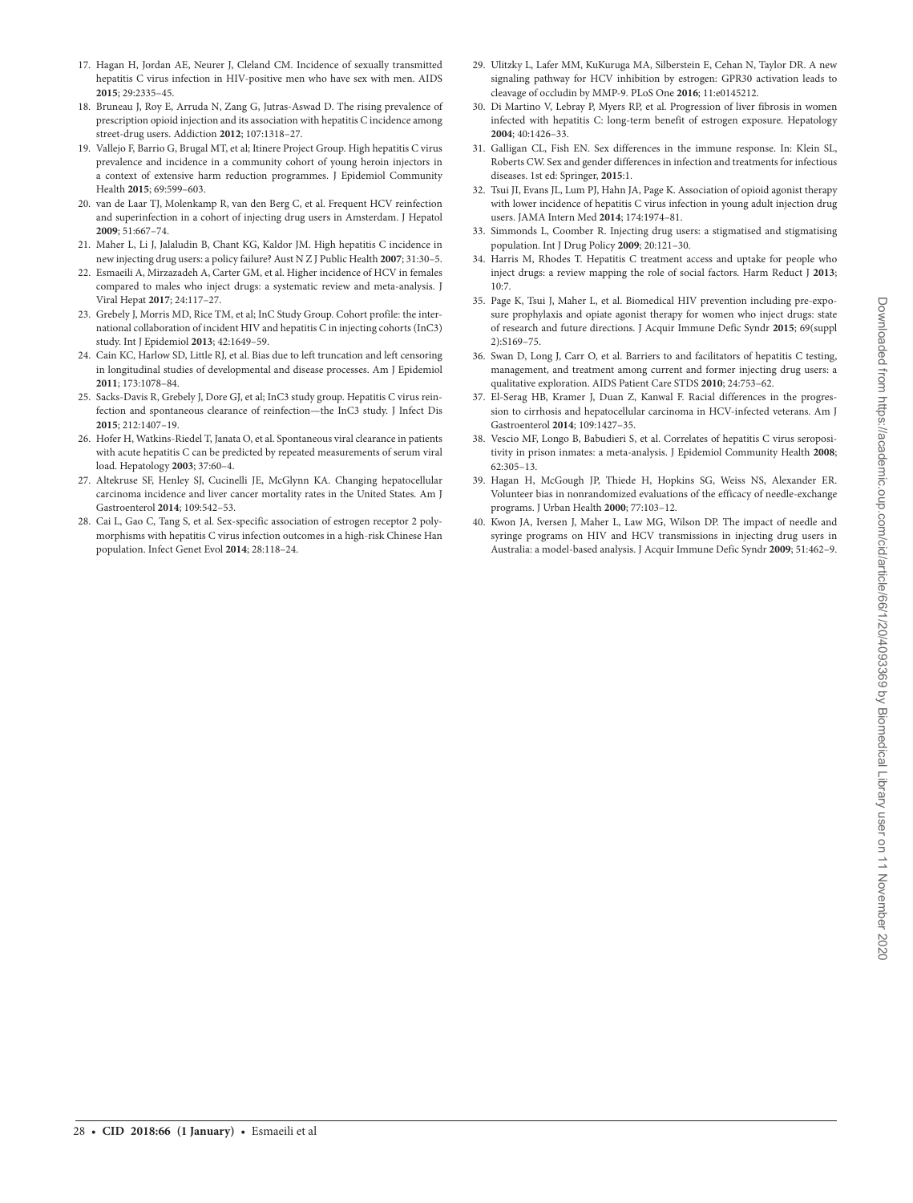17. Hagan H, Jordan AE, Neurer J, Cleland CM. Incidence of sexually transmitted hepatitis C virus infection in HIV-positive men who have sex with men. AIDS **2015**; 29:2335–45.
18. Bruneau J, Roy E, Arruda N, Zang G, Jutras-Aswad D. The rising prevalence of prescription opioid injection and its association with hepatitis C incidence among street-drug users. Addiction **2012**; 107:1318–27.
19. Vallejo F, Barrio G, Brugal MT, et al; Itinere Project Group. High hepatitis C virus prevalence and incidence in a community cohort of young heroin injectors in a context of extensive harm reduction programmes. J Epidemiol Community Health **2015**; 69:599–603.
20. van de Laar TJ, Molenkamp R, van den Berg C, et al. Frequent HCV reinfection and superinfection in a cohort of injecting drug users in Amsterdam. J Hepatol **2009**; 51:667–74.
21. Maher L, Li J, Jalaludin B, Chant KG, Kaldor JM. High hepatitis C incidence in new injecting drug users: a policy failure? Aust N Z J Public Health **2007**; 31:30–5.
22. Esmaeili A, Mirzazadeh A, Carter GM, et al. Higher incidence of HCV in females compared to males who inject drugs: a systematic review and meta-analysis. J Viral Hepat **2017**; 24:117–27.
23. Grebely J, Morris MD, Rice TM, et al; InC Study Group. Cohort profile: the international collaboration of incident HIV and hepatitis C in injecting cohorts (InC3) study. Int J Epidemiol **2013**; 42:1649–59.
24. Cain KC, Harlow SD, Little RJ, et al. Bias due to left truncation and left censoring in longitudinal studies of developmental and disease processes. Am J Epidemiol **2011**; 173:1078–84.
25. Sacks-Davis R, Grebely J, Dore GJ, et al; InC3 study group. Hepatitis C virus reinfection and spontaneous clearance of reinfection—the InC3 study. J Infect Dis **2015**; 212:1407–19.
26. Hofer H, Watkins-Riedel T, Janata O, et al. Spontaneous viral clearance in patients with acute hepatitis C can be predicted by repeated measurements of serum viral load. Hepatology **2003**; 37:60–4.
27. Altekruse SF, Henley SJ, Cucinelli JE, McGlynn KA. Changing hepatocellular carcinoma incidence and liver cancer mortality rates in the United States. Am J Gastroenterol **2014**; 109:542–53.
28. Cai L, Gao C, Tang S, et al. Sex-specific association of estrogen receptor 2 polymorphisms with hepatitis C virus infection outcomes in a high-risk Chinese Han population. Infect Genet Evol **2014**; 28:118–24.
29. Ulitzky L, Lafer MM, KuKuruga MA, Silberstein E, Cehan N, Taylor DR. A new signaling pathway for HCV inhibition by estrogen: GPR30 activation leads to cleavage of occludin by MMP-9. PLoS One **2016**; 11:e0145212.
30. Di Martino V, Lebray P, Myers RP, et al. Progression of liver fibrosis in women infected with hepatitis C: long-term benefit of estrogen exposure. Hepatology **2004**; 40:1426–33.
31. Galligan CL, Fish EN. Sex differences in the immune response. In: Klein SL, Roberts CW. Sex and gender differences in infection and treatments for infectious diseases. 1st ed: Springer, **2015**:1.
32. Tsui JI, Evans JL, Lum PJ, Hahn JA, Page K. Association of opioid agonist therapy with lower incidence of hepatitis C virus infection in young adult injection drug users. JAMA Intern Med **2014**; 174:1974–81.
33. Simmonds L, Coomber R. Injecting drug users: a stigmatised and stigmatising population. Int J Drug Policy **2009**; 20:121–30.
34. Harris M, Rhodes T. Hepatitis C treatment access and uptake for people who inject drugs: a review mapping the role of social factors. Harm Reduct J **2013**; 10:7.
35. Page K, Tsui J, Maher L, et al. Biomedical HIV prevention including pre-exposure prophylaxis and opiate agonist therapy for women who inject drugs: state of research and future directions. J Acquir Immune Defic Syndr **2015**; 69(suppl 2):S169–75.
36. Swan D, Long J, Carr O, et al. Barriers to and facilitators of hepatitis C testing, management, and treatment among current and former injecting drug users: a qualitative exploration. AIDS Patient Care STDS **2010**; 24:753–62.
37. El-Serag HB, Kramer J, Duan Z, Kanwal F. Racial differences in the progression to cirrhosis and hepatocellular carcinoma in HCV-infected veterans. Am J Gastroenterol **2014**; 109:1427–35.
38. Vescio MF, Longo B, Babudieri S, et al. Correlates of hepatitis C virus seropositivity in prison inmates: a meta-analysis. J Epidemiol Community Health **2008**; 62:305–13.
39. Hagan H, McGough JP, Thiede H, Hopkins SG, Weiss NS, Alexander ER. Volunteer bias in nonrandomized evaluations of the efficacy of needle-exchange programs. J Urban Health **2000**; 77:103–12.
40. Kwon JA, Iversen J, Maher L, Law MG, Wilson DP. The impact of needle and syringe programs on HIV and HCV transmissions in injecting drug users in Australia: a model-based analysis. J Acquir Immune Defic Syndr **2009**; 51:462–9.